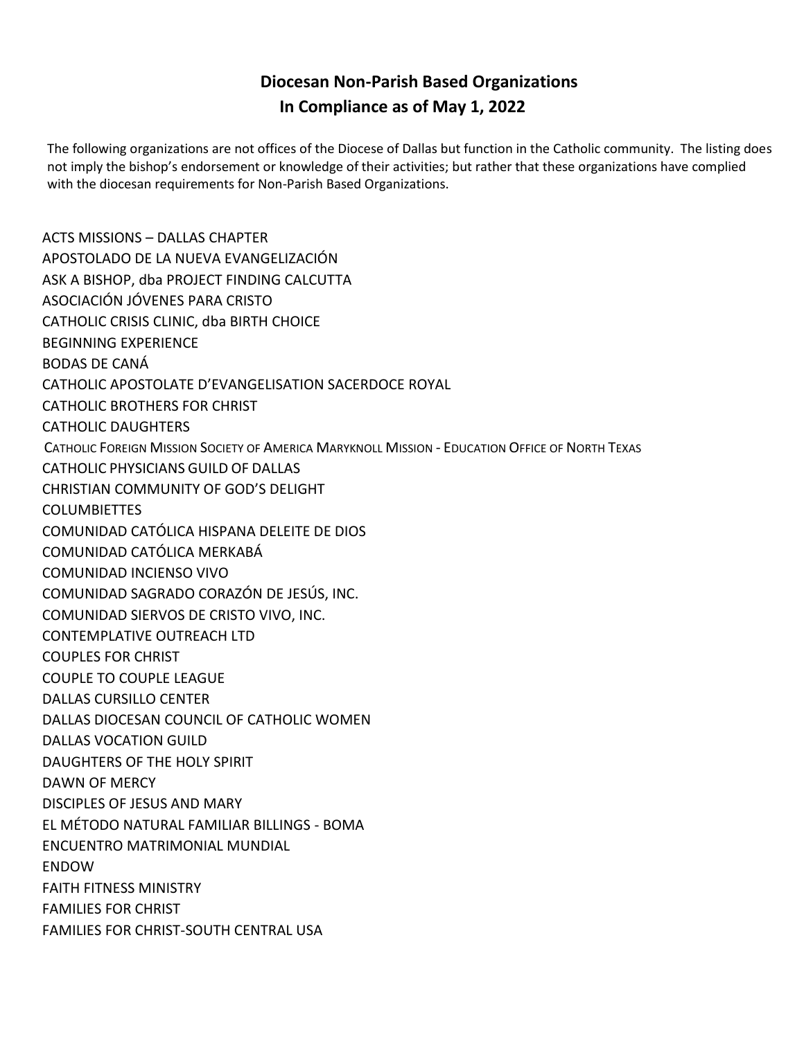# Diocesan Non-Parish Based Organizations
# In Compliance as of May 1, 2022

The following organizations are not offices of the Diocese of Dallas but function in the Catholic community. The listing does not imply the bishop's endorsement or knowledge of their activities; but rather that these organizations have complied with the diocesan requirements for Non-Parish Based Organizations.

ACTS MISSIONS – DALLAS CHAPTER
APOSTOLADO DE LA NUEVA EVANGELIZACIÓN
ASK A BISHOP, dba PROJECT FINDING CALCUTTA
ASOCIACIÓN JÓVENES PARA CRISTO
CATHOLIC CRISIS CLINIC, dba BIRTH CHOICE
BEGINNING EXPERIENCE
BODAS DE CANÁ
CATHOLIC APOSTOLATE D'EVANGELISATION SACERDOCE ROYAL
CATHOLIC BROTHERS FOR CHRIST
CATHOLIC DAUGHTERS
CATHOLIC FOREIGN MISSION SOCIETY OF AMERICA MARYKNOLL MISSION - EDUCATION OFFICE OF NORTH TEXAS
CATHOLIC PHYSICIANS GUILD OF DALLAS
CHRISTIAN COMMUNITY OF GOD'S DELIGHT
COLUMBIETTES
COMUNIDAD CATÓLICA HISPANA DELEITE DE DIOS
COMUNIDAD CATÓLICA MERKABÁ
COMUNIDAD INCIENSO VIVO
COMUNIDAD SAGRADO CORAZÓN DE JESÚS, INC.
COMUNIDAD SIERVOS DE CRISTO VIVO, INC.
CONTEMPLATIVE OUTREACH LTD
COUPLES FOR CHRIST
COUPLE TO COUPLE LEAGUE
DALLAS CURSILLO CENTER
DALLAS DIOCESAN COUNCIL OF CATHOLIC WOMEN
DALLAS VOCATION GUILD
DAUGHTERS OF THE HOLY SPIRIT
DAWN OF MERCY
DISCIPLES OF JESUS AND MARY
EL MÉTODO NATURAL FAMILIAR BILLINGS - BOMA
ENCUENTRO MATRIMONIAL MUNDIAL
ENDOW
FAITH FITNESS MINISTRY
FAMILIES FOR CHRIST
FAMILIES FOR CHRIST-SOUTH CENTRAL USA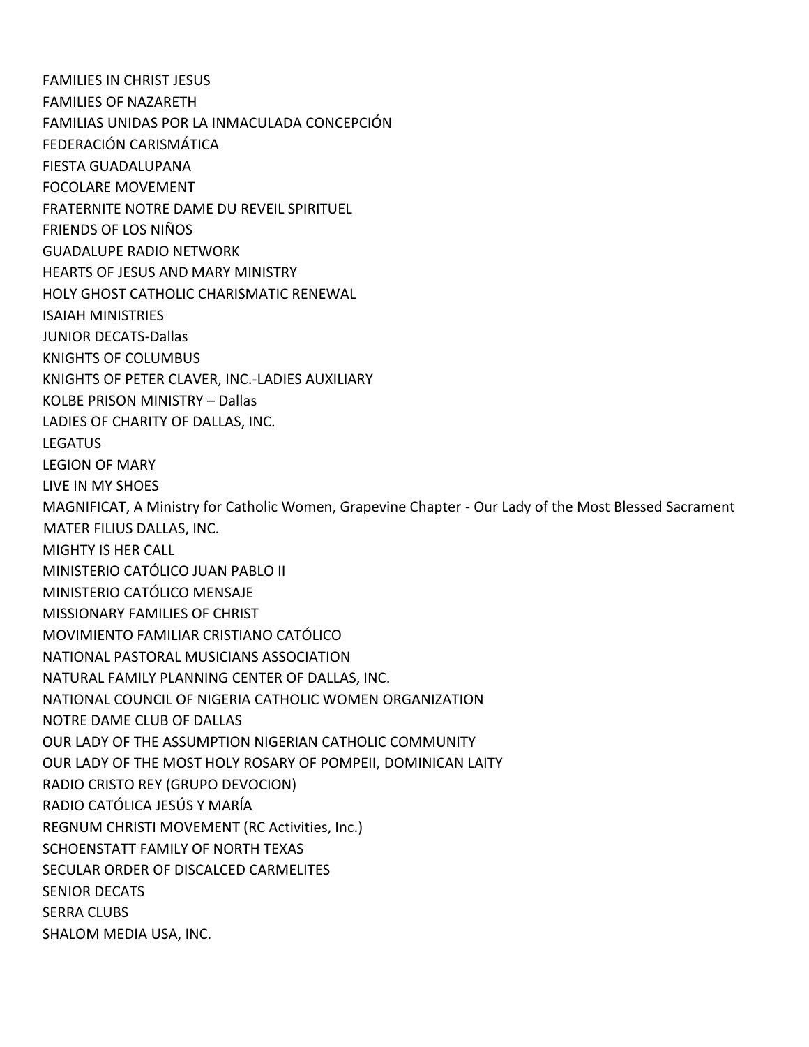FAMILIES IN CHRIST JESUS
FAMILIES OF NAZARETH
FAMILIAS UNIDAS POR LA INMACULADA CONCEPCIÓN
FEDERACIÓN CARISMÁTICA
FIESTA GUADALUPANA
FOCOLARE MOVEMENT
FRATERNITE NOTRE DAME DU REVEIL SPIRITUEL
FRIENDS OF LOS NIÑOS
GUADALUPE RADIO NETWORK
HEARTS OF JESUS AND MARY MINISTRY
HOLY GHOST CATHOLIC CHARISMATIC RENEWAL
ISAIAH MINISTRIES
JUNIOR DECATS-Dallas
KNIGHTS OF COLUMBUS
KNIGHTS OF PETER CLAVER, INC.-LADIES AUXILIARY
KOLBE PRISON MINISTRY – Dallas
LADIES OF CHARITY OF DALLAS, INC.
LEGATUS
LEGION OF MARY
LIVE IN MY SHOES
MAGNIFICAT, A Ministry for Catholic Women, Grapevine Chapter - Our Lady of the Most Blessed Sacrament
MATER FILIUS DALLAS, INC.
MIGHTY IS HER CALL
MINISTERIO CATÓLICO JUAN PABLO II
MINISTERIO CATÓLICO MENSAJE
MISSIONARY FAMILIES OF CHRIST
MOVIMIENTO FAMILIAR CRISTIANO CATÓLICO
NATIONAL PASTORAL MUSICIANS ASSOCIATION
NATURAL FAMILY PLANNING CENTER OF DALLAS, INC.
NATIONAL COUNCIL OF NIGERIA CATHOLIC WOMEN ORGANIZATION
NOTRE DAME CLUB OF DALLAS
OUR LADY OF THE ASSUMPTION NIGERIAN CATHOLIC COMMUNITY
OUR LADY OF THE MOST HOLY ROSARY OF POMPEII, DOMINICAN LAITY
RADIO CRISTO REY (GRUPO DEVOCION)
RADIO CATÓLICA JESÚS Y MARÍA
REGNUM CHRISTI MOVEMENT (RC Activities, Inc.)
SCHOENSTATT FAMILY OF NORTH TEXAS
SECULAR ORDER OF DISCALCED CARMELITES
SENIOR DECATS
SERRA CLUBS
SHALOM MEDIA USA, INC.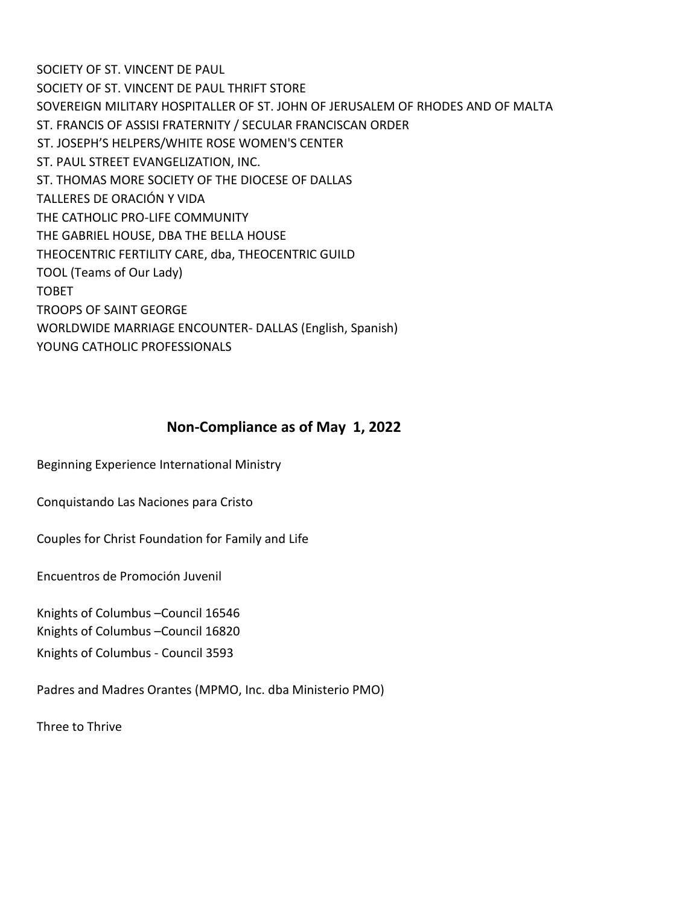SOCIETY OF ST. VINCENT DE PAUL
SOCIETY OF ST. VINCENT DE PAUL THRIFT STORE
SOVEREIGN MILITARY HOSPITALLER OF ST. JOHN OF JERUSALEM OF RHODES AND OF MALTA
ST. FRANCIS OF ASSISI FRATERNITY / SECULAR FRANCISCAN ORDER
ST. JOSEPH'S HELPERS/WHITE ROSE WOMEN'S CENTER
ST. PAUL STREET EVANGELIZATION, INC.
ST. THOMAS MORE SOCIETY OF THE DIOCESE OF DALLAS
TALLERES DE ORACIÓN Y VIDA
THE CATHOLIC PRO-LIFE COMMUNITY
THE GABRIEL HOUSE, DBA THE BELLA HOUSE
THEOCENTRIC FERTILITY CARE, dba, THEOCENTRIC GUILD
TOOL (Teams of Our Lady)
TOBET
TROOPS OF SAINT GEORGE
WORLDWIDE MARRIAGE ENCOUNTER- DALLAS (English, Spanish)
YOUNG CATHOLIC PROFESSIONALS

## Non-Compliance as of May 1, 2022

Beginning Experience International Ministry

Conquistando Las Naciones para Cristo

Couples for Christ Foundation for Family and Life

Encuentros de Promoción Juvenil

Knights of Columbus –Council 16546
Knights of Columbus –Council 16820
Knights of Columbus - Council 3593

Padres and Madres Orantes (MPMO, Inc. dba Ministerio PMO)

Three to Thrive